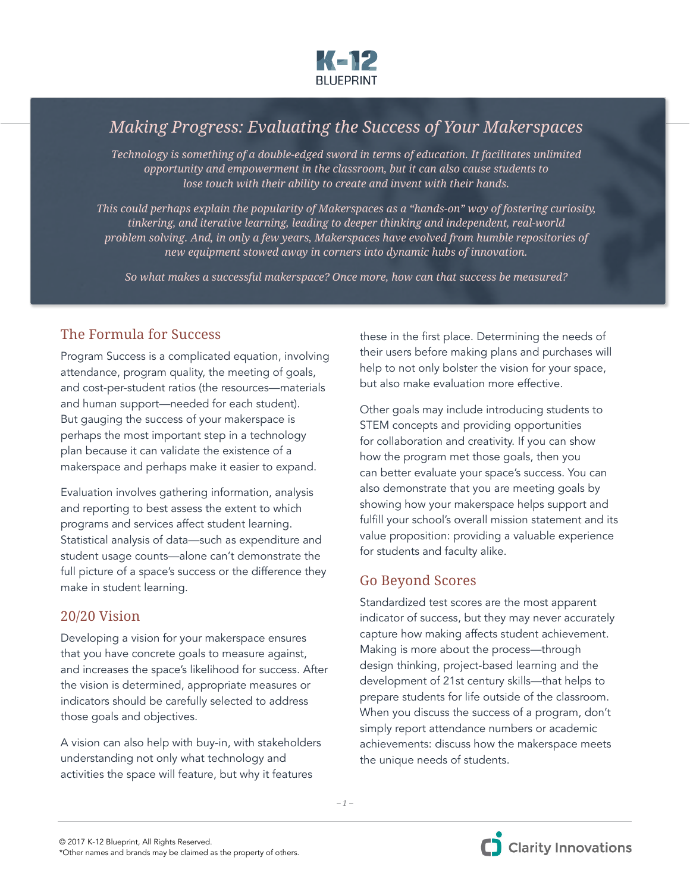# Making Progress: Evaluating the Success of Your Makerspaces

*Technology is something of a double-edged sword in terms of education. It facilitates unlimited opportunity and empowerment in the classroom, but it can also cause students to lose touch with their ability to create and invent with their hands.*

*This could perhaps explain the popularity of Makerspaces as a "hands-on" way of fostering curiosity, tinkering, and iterative learning, leading to deeper thinking and independent, real-world problem solving. And, in only a few years, Makerspaces have evolved from humble repositories of new equipment stowed away in corners into dynamic hubs of innovation.*

*So what makes a successful makerspace? Once more, how can that success be measured?*

## The Formula for Success

Program Success is a complicated equation, involving attendance, program quality, the meeting of goals, and cost-per-student ratios (the resources—materials and human support—needed for each student). But gauging the success of your makerspace is perhaps the most important step in a technology plan because it can validate the existence of a makerspace and perhaps make it easier to expand.

Evaluation involves gathering information, analysis and reporting to best assess the extent to which programs and services affect student learning. Statistical analysis of data—such as expenditure and student usage counts—alone can't demonstrate the full picture of a space's success or the difference they make in student learning.

## 20/20 Vision

Developing a vision for your makerspace ensures that you have concrete goals to measure against, and increases the space's likelihood for success. After the vision is determined, appropriate measures or indicators should be carefully selected to address those goals and objectives.

A vision can also help with buy-in, with stakeholders understanding not only what technology and activities the space will feature, but why it features these in the first place. Determining the needs of their users before making plans and purchases will help to not only bolster the vision for your space, but also make evaluation more effective.

Other goals may include introducing students to STEM concepts and providing opportunities for collaboration and creativity. If you can show how the program met those goals, then you can better evaluate your space's success. You can also demonstrate that you are meeting goals by showing how your makerspace helps support and fulfill your school's overall mission statement and its value proposition: providing a valuable experience for students and faculty alike.

## Go Beyond Scores

Standardized test scores are the most apparent indicator of success, but they may never accurately capture how making affects student achievement. Making is more about the process—through design thinking, project-based learning and the development of 21st century skills—that helps to prepare students for life outside of the classroom. When you discuss the success of a program, don't simply report attendance numbers or academic achievements: discuss how the makerspace meets the unique needs of students.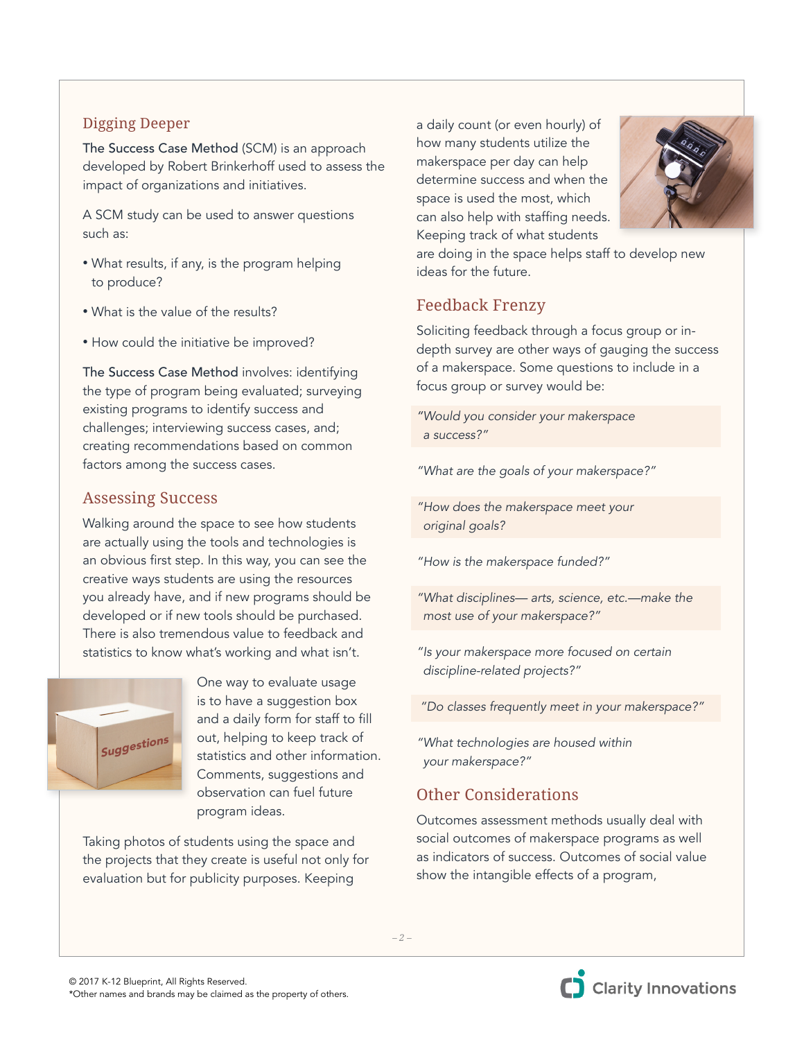## Digging Deeper

The Success Case Method (SCM) is an approach developed by Robert Brinkerhoff used to assess the impact of organizations and initiatives.

A SCM study can be used to answer questions such as:

- What results, if any, is the program helping to produce?
- What is the value of the results?
- How could the initiative be improved?

The Success Case Method involves: identifying the type of program being evaluated; surveying existing programs to identify success and challenges; interviewing success cases, and; creating recommendations based on common factors among the success cases.

## Assessing Success

Walking around the space to see how students are actually using the tools and technologies is an obvious first step. In this way, you can see the creative ways students are using the resources you already have, and if new programs should be developed or if new tools should be purchased. There is also tremendous value to feedback and statistics to know what's working and what isn't.

One way to evaluate usage is to have a suggestion box and a daily form for staff to fill out, helping to keep track of statistics and other information. Comments, suggestions and observation can fuel future program ideas.

Taking photos of students using the space and the projects that they create is useful not only for evaluation but for publicity purposes. Keeping a daily count (or even hourly) of how many students utilize the makerspace per day can help determine success and when the space is used the most, which can also help with staffing needs. Keeping track of what students are doing in the space helps staff to develop new ideas for the future.

## Feedback Frenzy

Soliciting feedback through a focus group or in-depth survey are other ways of gauging the success of a makerspace. Some questions to include in a focus group or survey would be:

*"Would you consider your makerspace a success?"*

*"What are the goals of your makerspace?"*

*"How does the makerspace meet your original goals?*

*"How is the makerspace funded?"*

*"What disciplines— arts, science, etc.—make the most use of your makerspace?"*

*"Is your makerspace more focused on certain discipline-related projects?"*

*"Do classes frequently meet in your makerspace?"*

*"What technologies are housed within your makerspace?"*

## Other Considerations

Outcomes assessment methods usually deal with social outcomes of makerspace programs as well as indicators of success. Outcomes of social value show the intangible effects of a program,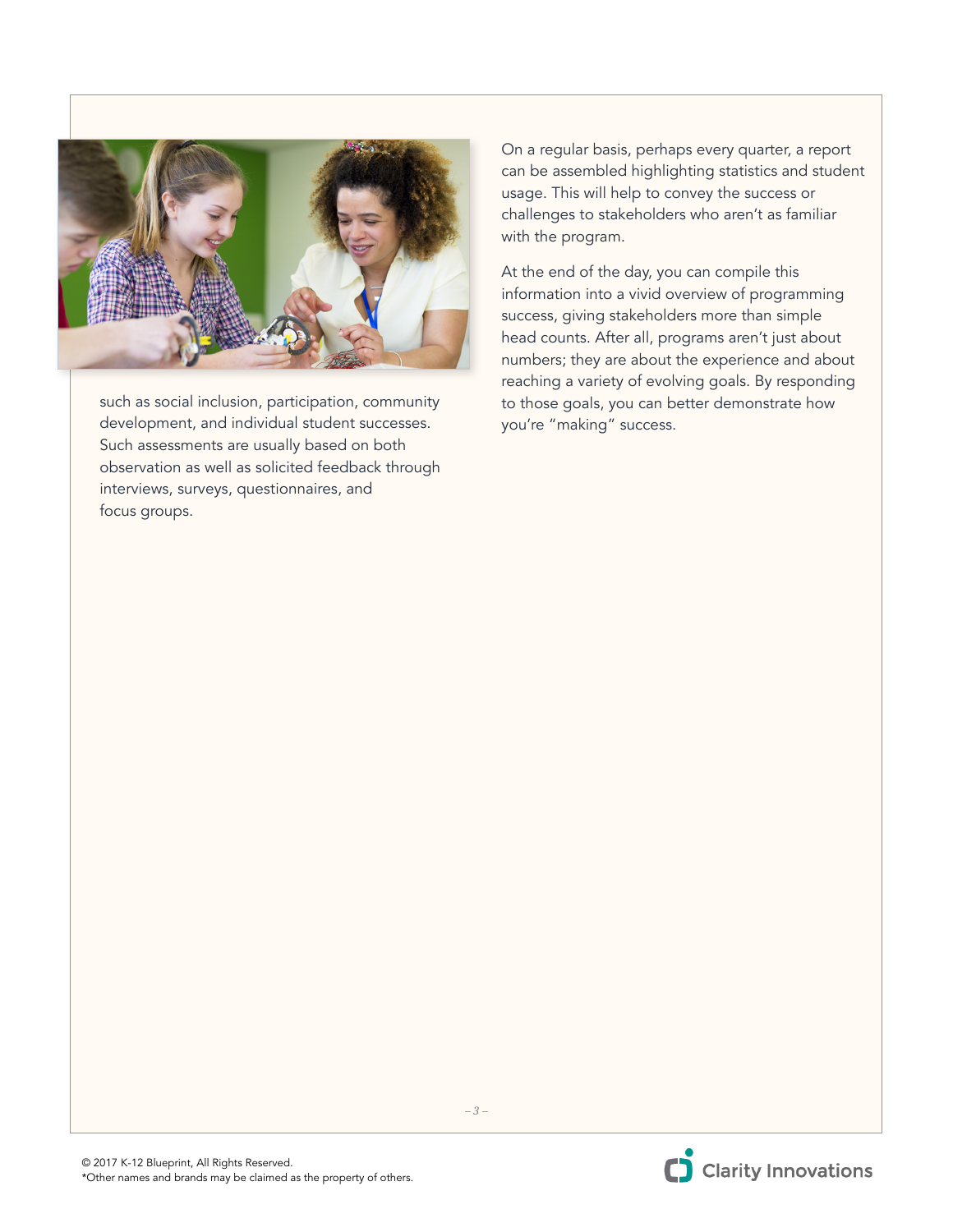such as social inclusion, participation, community development, and individual student successes. Such assessments are usually based on both observation as well as solicited feedback through interviews, surveys, questionnaires, and focus groups.

On a regular basis, perhaps every quarter, a report can be assembled highlighting statistics and student usage. This will help to convey the success or challenges to stakeholders who aren't as familiar with the program.

At the end of the day, you can compile this information into a vivid overview of programming success, giving stakeholders more than simple head counts. After all, programs aren't just about numbers; they are about the experience and about reaching a variety of evolving goals. By responding to those goals, you can better demonstrate how you're "making" success.

© 2017 K-12 Blueprint, All Rights Reserved.
*Other names and brands may be claimed as the property of others.